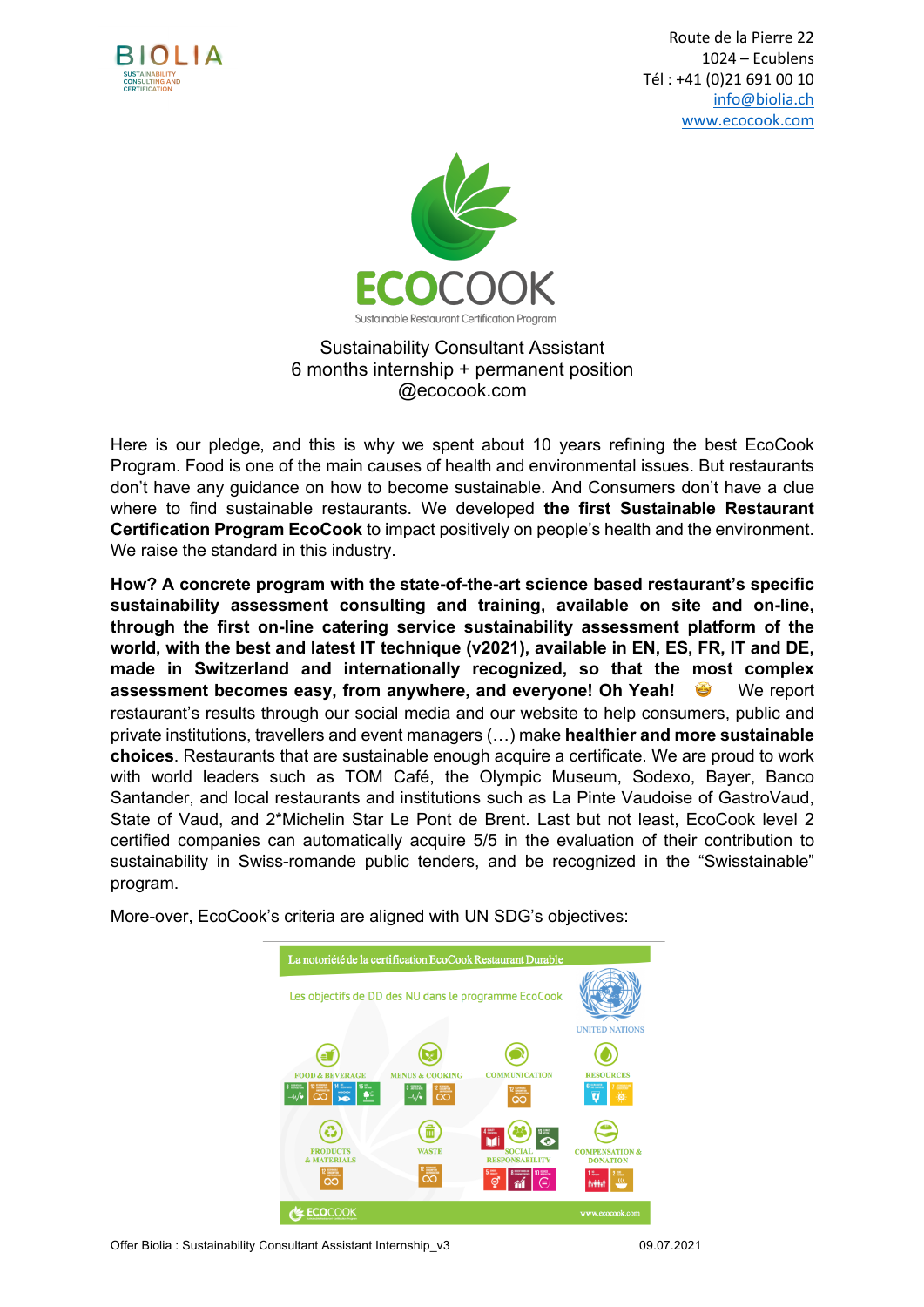BIOLIA
SUSTAINABILITY CONSULTING AND CERTIFICATION

Route de la Pierre 22
1024 – Ecublens
Tél : +41 (0)21 691 00 10
info@biolia.ch
www.ecocook.com

ECOCOOK
Sustainable Restaurant Certification Program

# Sustainability Consultant Assistant
## 6 months internship + permanent position
## @ecocook.com

Here is our pledge, and this is why we spent about 10 years refining the best EcoCook Program. Food is one of the main causes of health and environmental issues. But restaurants don't have any guidance on how to become sustainable. And Consumers don't have a clue where to find sustainable restaurants. We developed **the first Sustainable Restaurant Certification Program EcoCook** to impact positively on people's health and the environment. We raise the standard in this industry.

**How? A concrete program with the state-of-the-art science based restaurant's specific sustainability assessment consulting and training, available on site and on-line, through the first on-line catering service sustainability assessment platform of the world, with the best and latest IT technique (v2021), available in EN, ES, FR, IT and DE, made in Switzerland and internationally recognized, so that the most complex assessment becomes easy, from anywhere, and everyone! Oh Yeah!** 🤩 We report restaurant's results through our social media and our website to help consumers, public and private institutions, travellers and event managers (…) make **healthier and more sustainable choices**. Restaurants that are sustainable enough acquire a certificate. We are proud to work with world leaders such as TOM Café, the Olympic Museum, Sodexo, Bayer, Banco Santander, and local restaurants and institutions such as La Pinte Vaudoise of GastroVaud, State of Vaud, and 2*Michelin Star Le Pont de Brent. Last but not least, EcoCook level 2 certified companies can automatically acquire 5/5 in the evaluation of their contribution to sustainability in Swiss-romande public tenders, and be recognized in the "Swisstainable" program.

More-over, EcoCook's criteria are aligned with UN SDG's objectives:

La notoriété de la certification EcoCook Restaurant Durable

Les objectifs de DD des NU dans le programme EcoCook

UNITED NATIONS

FOOD & BEVERAGE — MENUS & COOKING — COMMUNICATION — RESOURCES

PRODUCTS & MATERIALS — WASTE — SOCIAL RESPONSABILITY — COMPENSATION & DONATION

ECOCOOK — www.ecocook.com

Offer Biolia : Sustainability Consultant Assistant Internship_v3 09.07.2021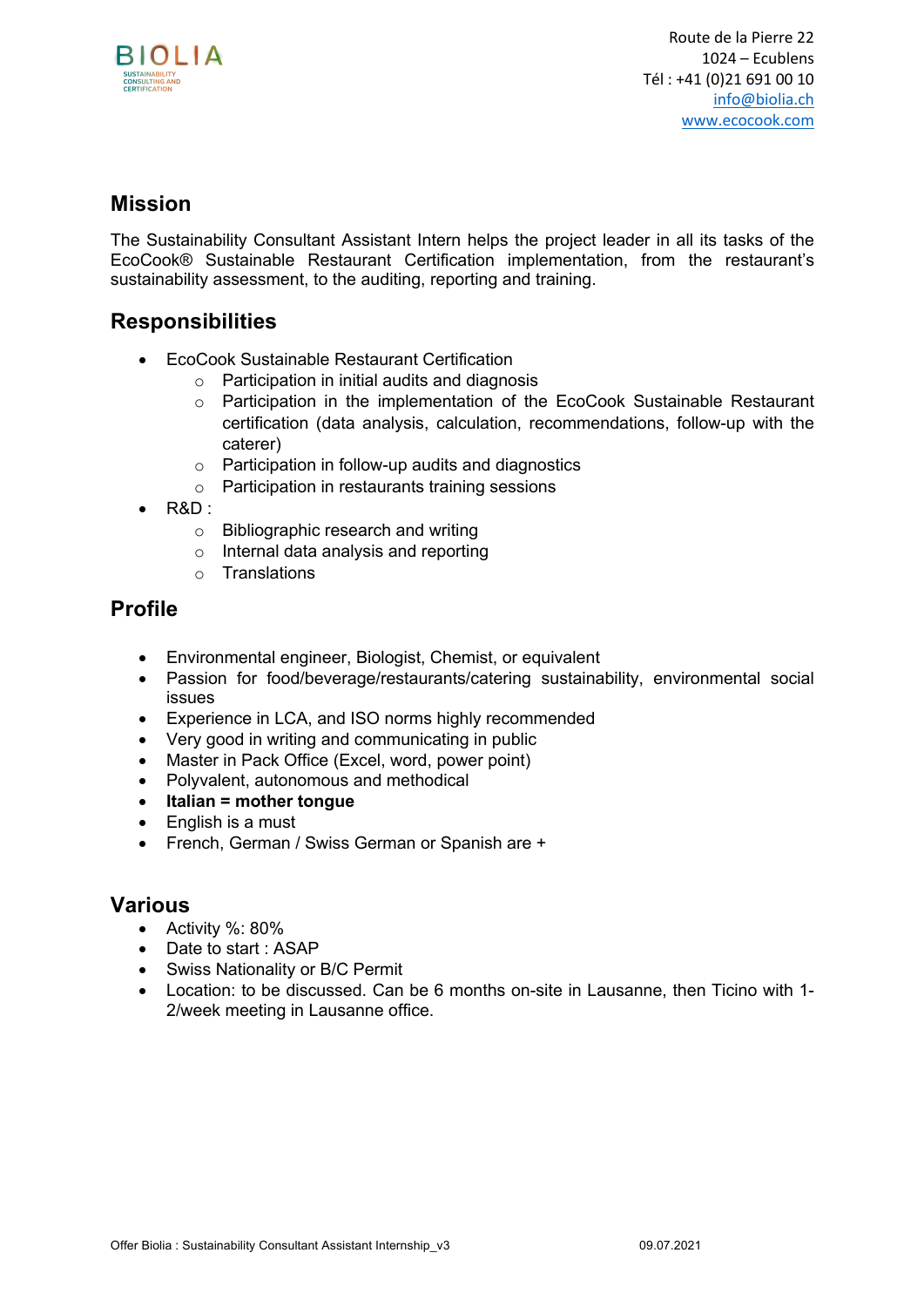BIOLIA
SUSTAINABILITY CONSULTING AND CERTIFICATION

Route de la Pierre 22
1024 – Ecublens
Tél : +41 (0)21 691 00 10
info@biolia.ch
www.ecocook.com

## Mission

The Sustainability Consultant Assistant Intern helps the project leader in all its tasks of the EcoCook® Sustainable Restaurant Certification implementation, from the restaurant's sustainability assessment, to the auditing, reporting and training.

## Responsibilities

- EcoCook Sustainable Restaurant Certification
  - Participation in initial audits and diagnosis
  - Participation in the implementation of the EcoCook Sustainable Restaurant certification (data analysis, calculation, recommendations, follow-up with the caterer)
  - Participation in follow-up audits and diagnostics
  - Participation in restaurants training sessions
- R&D :
  - Bibliographic research and writing
  - Internal data analysis and reporting
  - Translations

## Profile

- Environmental engineer, Biologist, Chemist, or equivalent
- Passion for food/beverage/restaurants/catering sustainability, environmental social issues
- Experience in LCA, and ISO norms highly recommended
- Very good in writing and communicating in public
- Master in Pack Office (Excel, word, power point)
- Polyvalent, autonomous and methodical
- **Italian = mother tongue**
- English is a must
- French, German / Swiss German or Spanish are +

## Various

- Activity %: 80%
- Date to start : ASAP
- Swiss Nationality or B/C Permit
- Location: to be discussed. Can be 6 months on-site in Lausanne, then Ticino with 1-2/week meeting in Lausanne office.

Offer Biolia : Sustainability Consultant Assistant Internship_v3 09.07.2021